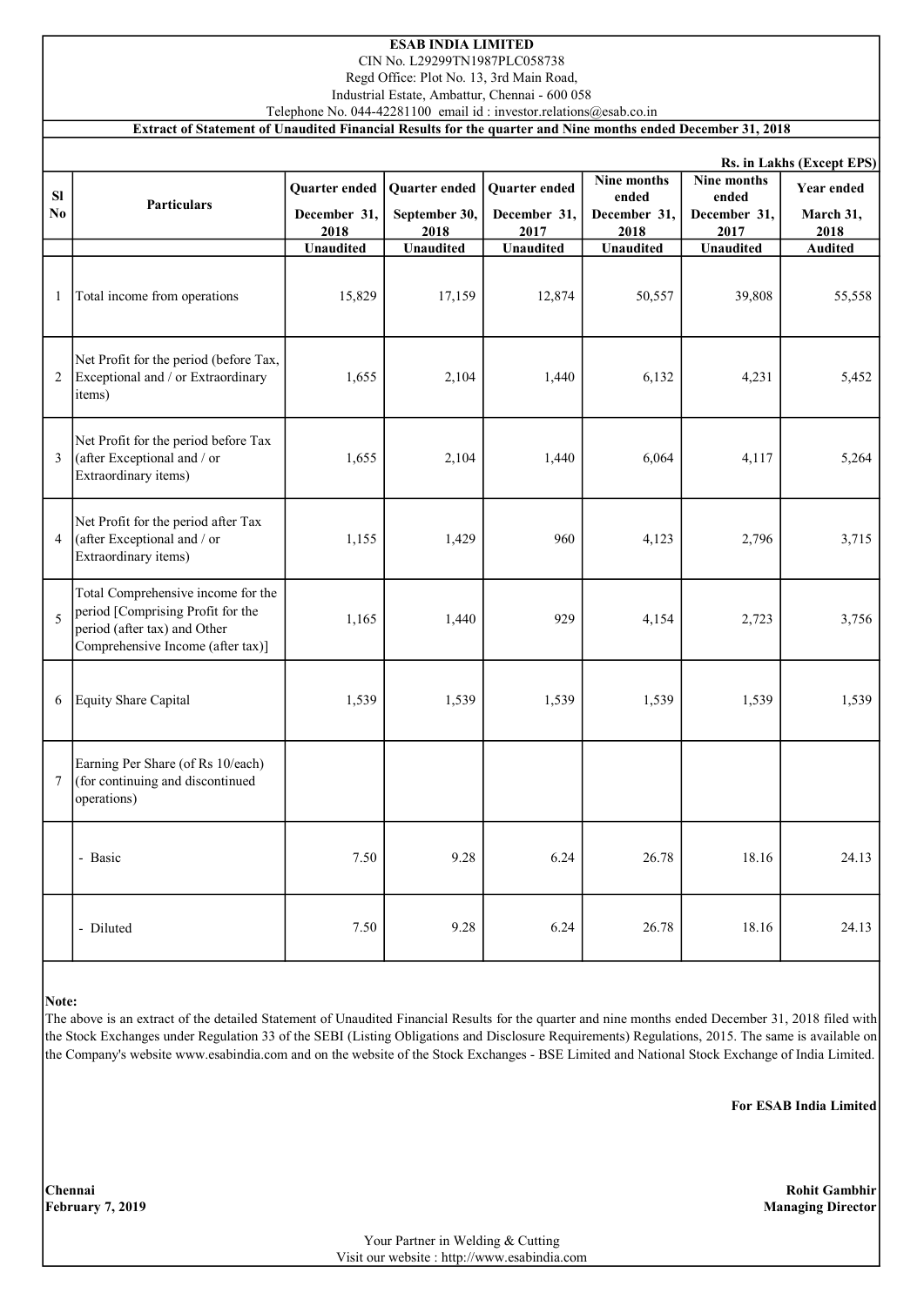# ESAB INDIA LIMITED

CIN No. L29299TN1987PLC058738
Regd Office: Plot No. 13, 3rd Main Road,
Industrial Estate, Ambattur, Chennai - 600 058
Telephone No. 044-42281100 email id : investor.relations@esab.co.in

**Extract of Statement of Unaudited Financial Results for the quarter and Nine months ended December 31, 2018**

**Rs. in Lakhs (Except EPS)**

| Sl No | Particulars | Quarter ended December 31, 2018 | Quarter ended September 30, 2018 | Quarter ended December 31, 2017 | Nine months ended December 31, 2018 | Nine months ended December 31, 2017 | Year ended March 31, 2018 |
|---|---|---|---|---|---|---|---|
| | | Unaudited | Unaudited | Unaudited | Unaudited | Unaudited | Audited |
| 1 | Total income from operations | 15,829 | 17,159 | 12,874 | 50,557 | 39,808 | 55,558 |
| 2 | Net Profit for the period (before Tax, Exceptional and / or Extraordinary items) | 1,655 | 2,104 | 1,440 | 6,132 | 4,231 | 5,452 |
| 3 | Net Profit for the period before Tax (after Exceptional and / or Extraordinary items) | 1,655 | 2,104 | 1,440 | 6,064 | 4,117 | 5,264 |
| 4 | Net Profit for the period after Tax (after Exceptional and / or Extraordinary items) | 1,155 | 1,429 | 960 | 4,123 | 2,796 | 3,715 |
| 5 | Total Comprehensive income for the period [Comprising Profit for the period (after tax) and Other Comprehensive Income (after tax)] | 1,165 | 1,440 | 929 | 4,154 | 2,723 | 3,756 |
| 6 | Equity Share Capital | 1,539 | 1,539 | 1,539 | 1,539 | 1,539 | 1,539 |
| 7 | Earning Per Share (of Rs 10/each) (for continuing and discontinued operations) | | | | | | |
| | - Basic | 7.50 | 9.28 | 6.24 | 26.78 | 18.16 | 24.13 |
| | - Diluted | 7.50 | 9.28 | 6.24 | 26.78 | 18.16 | 24.13 |

**Note:**

The above is an extract of the detailed Statement of Unaudited Financial Results for the quarter and nine months ended December 31, 2018 filed with the Stock Exchanges under Regulation 33 of the SEBI (Listing Obligations and Disclosure Requirements) Regulations, 2015. The same is available on the Company's website www.esabindia.com and on the website of the Stock Exchanges - BSE Limited and National Stock Exchange of India Limited.

**For ESAB India Limited**

**Chennai**
**February 7, 2019**

**Rohit Gambhir**
**Managing Director**

Your Partner in Welding & Cutting
Visit our website : http://www.esabindia.com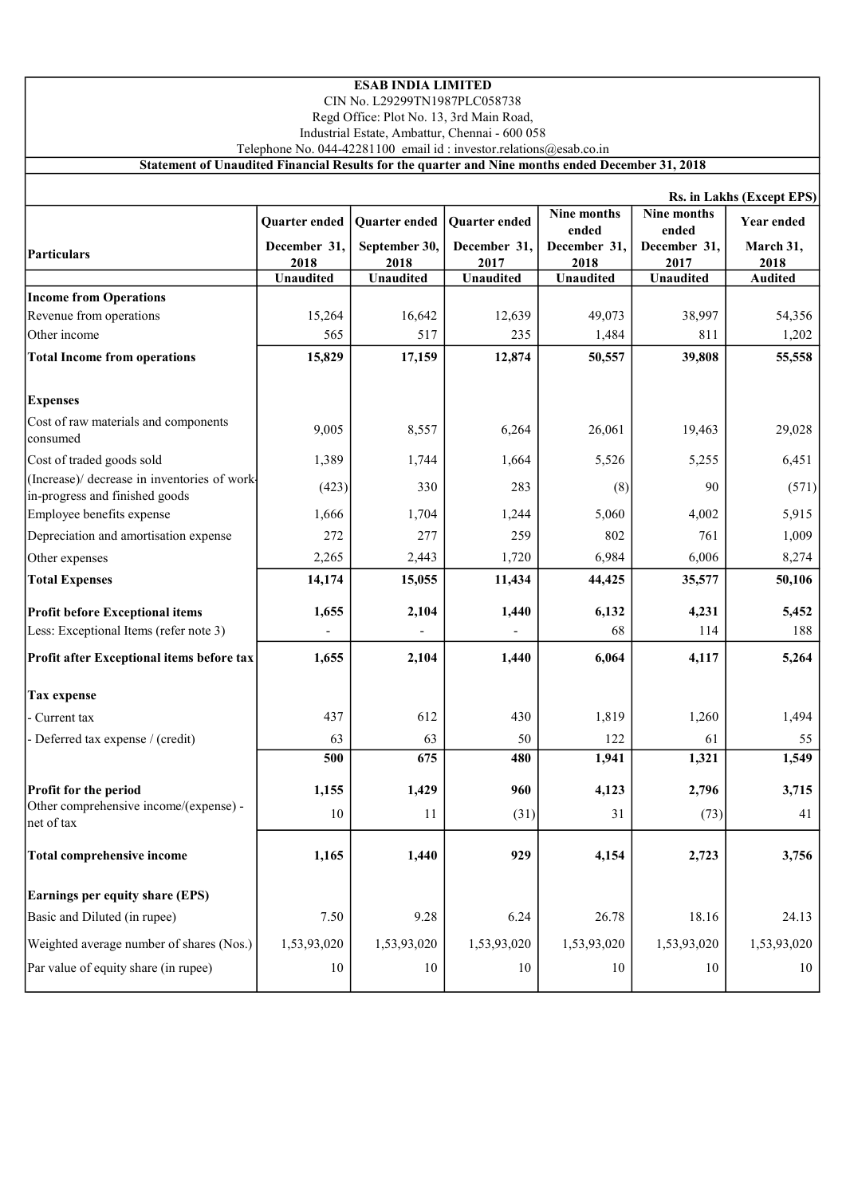**ESAB INDIA LIMITED**

CIN No. L29299TN1987PLC058738

Regd Office: Plot No. 13, 3rd Main Road,

Industrial Estate, Ambattur, Chennai - 600 058

Telephone No. 044-42281100 email id : investor.relations@esab.co.in

**Statement of Unaudited Financial Results for the quarter and Nine months ended December 31, 2018**

**Rs. in Lakhs (Except EPS)**

| Particulars | Quarter ended December 31, 2018 | Quarter ended September 30, 2018 | Quarter ended December 31, 2017 | Nine months ended December 31, 2018 | Nine months ended December 31, 2017 | Year ended March 31, 2018 |
|---|---|---|---|---|---|---|
| | Unaudited | Unaudited | Unaudited | Unaudited | Unaudited | Audited |
| **Income from Operations** | | | | | | |
| Revenue from operations | 15,264 | 16,642 | 12,639 | 49,073 | 38,997 | 54,356 |
| Other income | 565 | 517 | 235 | 1,484 | 811 | 1,202 |
| **Total Income from operations** | **15,829** | **17,159** | **12,874** | **50,557** | **39,808** | **55,558** |
| **Expenses** | | | | | | |
| Cost of raw materials and components consumed | 9,005 | 8,557 | 6,264 | 26,061 | 19,463 | 29,028 |
| Cost of traded goods sold | 1,389 | 1,744 | 1,664 | 5,526 | 5,255 | 6,451 |
| (Increase)/ decrease in inventories of work-in-progress and finished goods | (423) | 330 | 283 | (8) | 90 | (571) |
| Employee benefits expense | 1,666 | 1,704 | 1,244 | 5,060 | 4,002 | 5,915 |
| Depreciation and amortisation expense | 272 | 277 | 259 | 802 | 761 | 1,009 |
| Other expenses | 2,265 | 2,443 | 1,720 | 6,984 | 6,006 | 8,274 |
| **Total Expenses** | **14,174** | **15,055** | **11,434** | **44,425** | **35,577** | **50,106** |
| **Profit before Exceptional items** | **1,655** | **2,104** | **1,440** | **6,132** | **4,231** | **5,452** |
| Less: Exceptional Items (refer note 3) | - | - | - | 68 | 114 | 188 |
| **Profit after Exceptional items before tax** | **1,655** | **2,104** | **1,440** | **6,064** | **4,117** | **5,264** |
| **Tax expense** | | | | | | |
| - Current tax | 437 | 612 | 430 | 1,819 | 1,260 | 1,494 |
| - Deferred tax expense / (credit) | 63 | 63 | 50 | 122 | 61 | 55 |
| | **500** | **675** | **480** | **1,941** | **1,321** | **1,549** |
| **Profit for the period** | **1,155** | **1,429** | **960** | **4,123** | **2,796** | **3,715** |
| Other comprehensive income/(expense) - net of tax | 10 | 11 | (31) | 31 | (73) | 41 |
| **Total comprehensive income** | **1,165** | **1,440** | **929** | **4,154** | **2,723** | **3,756** |
| **Earnings per equity share (EPS)** | | | | | | |
| Basic and Diluted (in rupee) | 7.50 | 9.28 | 6.24 | 26.78 | 18.16 | 24.13 |
| Weighted average number of shares (Nos.) | 1,53,93,020 | 1,53,93,020 | 1,53,93,020 | 1,53,93,020 | 1,53,93,020 | 1,53,93,020 |
| Par value of equity share (in rupee) | 10 | 10 | 10 | 10 | 10 | 10 |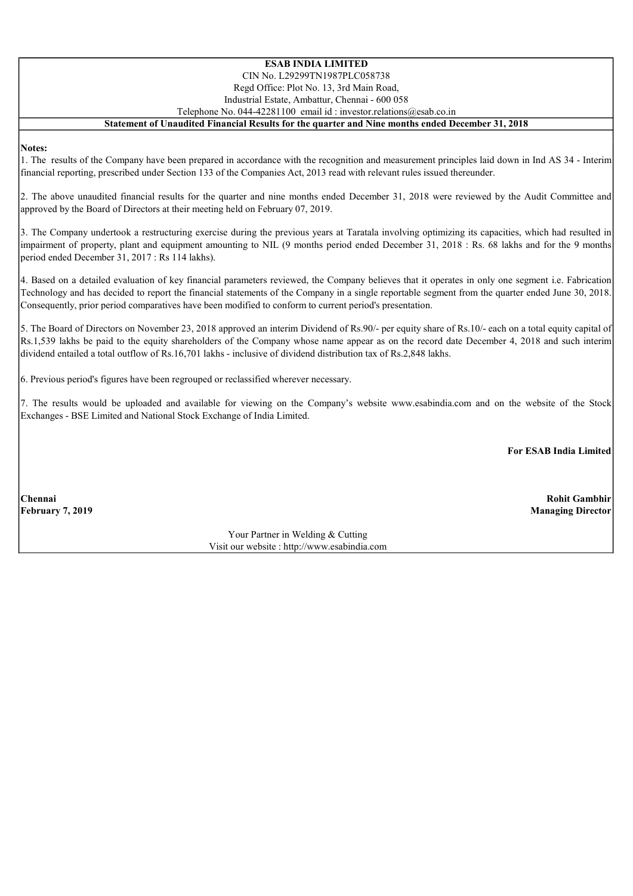**ESAB INDIA LIMITED**

CIN No. L29299TN1987PLC058738

Regd Office: Plot No. 13, 3rd Main Road,

Industrial Estate, Ambattur, Chennai - 600 058

Telephone No. 044-42281100 email id : investor.relations@esab.co.in

**Statement of Unaudited Financial Results for the quarter and Nine months ended December 31, 2018**

**Notes:**

1. The results of the Company have been prepared in accordance with the recognition and measurement principles laid down in Ind AS 34 - Interim financial reporting, prescribed under Section 133 of the Companies Act, 2013 read with relevant rules issued thereunder.

2. The above unaudited financial results for the quarter and nine months ended December 31, 2018 were reviewed by the Audit Committee and approved by the Board of Directors at their meeting held on February 07, 2019.

3. The Company undertook a restructuring exercise during the previous years at Taratala involving optimizing its capacities, which had resulted in impairment of property, plant and equipment amounting to NIL (9 months period ended December 31, 2018 : Rs. 68 lakhs and for the 9 months period ended December 31, 2017 : Rs 114 lakhs).

4. Based on a detailed evaluation of key financial parameters reviewed, the Company believes that it operates in only one segment i.e. Fabrication Technology and has decided to report the financial statements of the Company in a single reportable segment from the quarter ended June 30, 2018. Consequently, prior period comparatives have been modified to conform to current period's presentation.

5. The Board of Directors on November 23, 2018 approved an interim Dividend of Rs.90/- per equity share of Rs.10/- each on a total equity capital of Rs.1,539 lakhs be paid to the equity shareholders of the Company whose name appear as on the record date December 4, 2018 and such interim dividend entailed a total outflow of Rs.16,701 lakhs - inclusive of dividend distribution tax of Rs.2,848 lakhs.

6. Previous period's figures have been regrouped or reclassified wherever necessary.

7. The results would be uploaded and available for viewing on the Company's website www.esabindia.com and on the website of the Stock Exchanges - BSE Limited and National Stock Exchange of India Limited.

**For ESAB India Limited**

**Chennai**
**February 7, 2019**

**Rohit Gambhir**
**Managing Director**

Your Partner in Welding & Cutting

Visit our website : http://www.esabindia.com